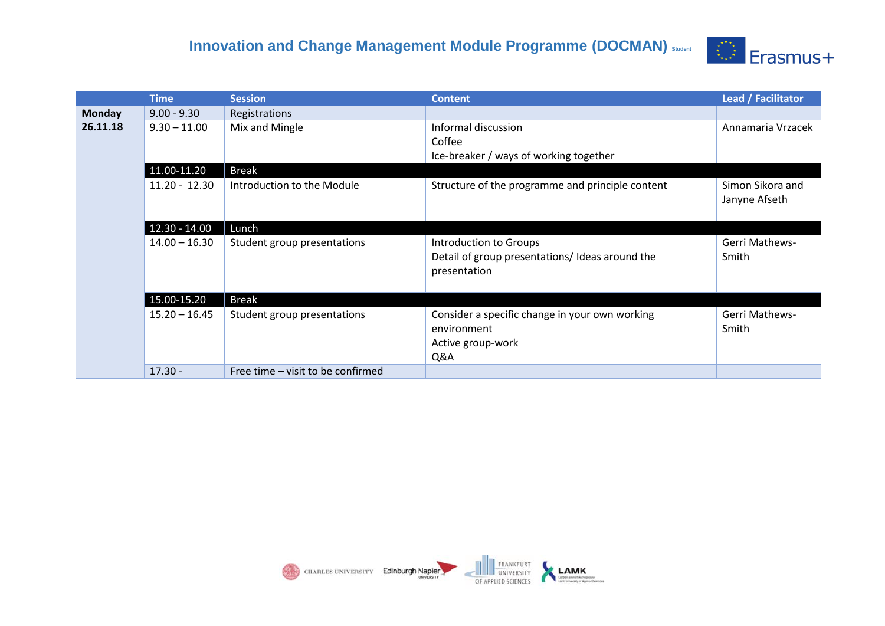# Innovation and Change Management Module Programme (DOCMAN) Student

| | Time | Session | Content | Lead / Facilitator |
|---|---|---|---|---|
| **Monday 26.11.18** | 9.00 - 9.30 | Registrations | | |
| | 9.30 – 11.00 | Mix and Mingle | Informal discussion<br>Coffee<br>Ice-breaker / ways of working together | Annamaria Vrzacek |
| | 11.00-11.20 | Break | | |
| | 11.20 - 12.30 | Introduction to the Module | Structure of the programme and principle content | Simon Sikora and Janyne Afseth |
| | 12.30 - 14.00 | Lunch | | |
| | 14.00 – 16.30 | Student group presentations | Introduction to Groups<br>Detail of group presentations/ Ideas around the presentation | Gerri Mathews-Smith |
| | 15.00-15.20 | Break | | |
| | 15.20 – 16.45 | Student group presentations | Consider a specific change in your own working environment<br>Active group-work<br>Q&A | Gerri Mathews-Smith |
| | 17.30 - | Free time – visit to be confirmed | | |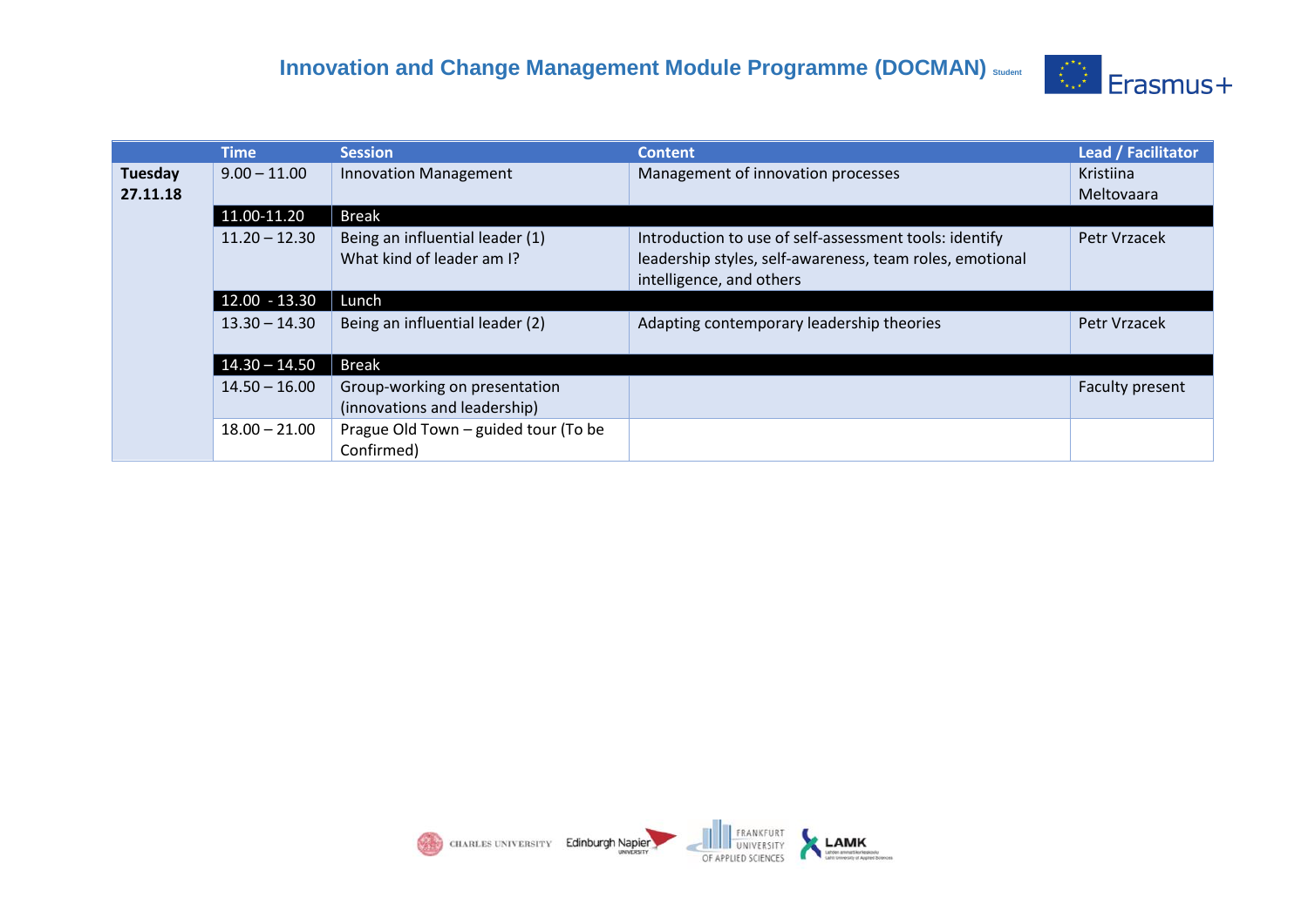| | Time | Session | Content | Lead / Facilitator |
|---|---|---|---|---|
| **Tuesday 27.11.18** | 9.00 – 11.00 | Innovation Management | Management of innovation processes | Kristiina Meltovaara |
| | 11.00-11.20 | Break | | |
| | 11.20 – 12.30 | Being an influential leader (1) What kind of leader am I? | Introduction to use of self-assessment tools: identify leadership styles, self-awareness, team roles, emotional intelligence, and others | Petr Vrzacek |
| | 12.00 - 13.30 | Lunch | | |
| | 13.30 – 14.30 | Being an influential leader (2) | Adapting contemporary leadership theories | Petr Vrzacek |
| | 14.30 – 14.50 | Break | | |
| | 14.50 – 16.00 | Group-working on presentation (innovations and leadership) | | Faculty present |
| | 18.00 – 21.00 | Prague Old Town – guided tour (To be Confirmed) | | |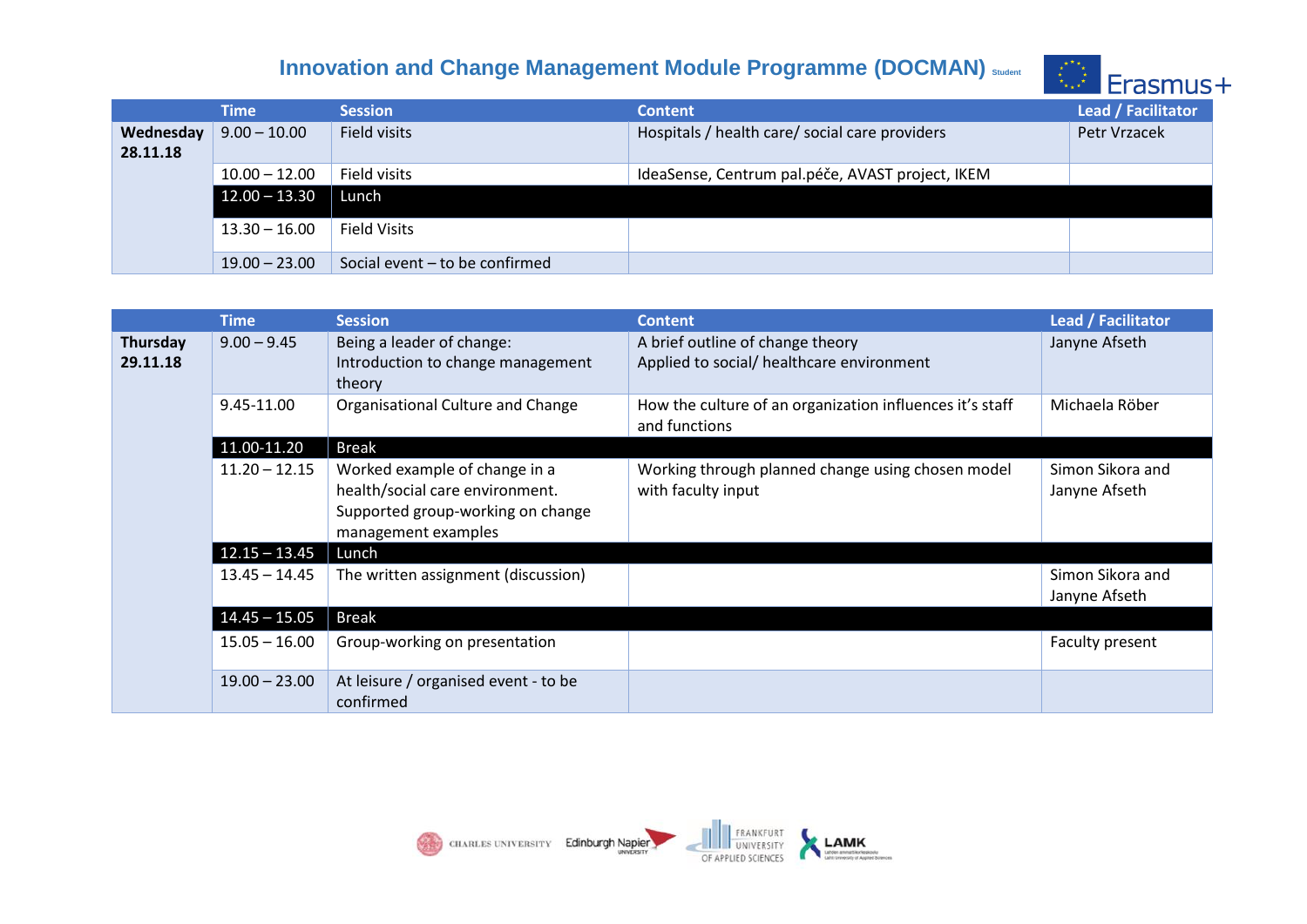# Innovation and Change Management Module Programme (DOCMAN) Student

Erasmus+

| | Time | Session | Content | Lead / Facilitator |
|---|---|---|---|---|
| **Wednesday 28.11.18** | 9.00 – 10.00 | Field visits | Hospitals / health care/ social care providers | Petr Vrzacek |
| | 10.00 – 12.00 | Field visits | IdeaSense, Centrum pal.péče, AVAST project, IKEM | |
| | 12.00 – 13.30 | Lunch | | |
| | 13.30 – 16.00 | Field Visits | | |
| | 19.00 – 23.00 | Social event – to be confirmed | | |

| | Time | Session | Content | Lead / Facilitator |
|---|---|---|---|---|
| **Thursday 29.11.18** | 9.00 – 9.45 | Being a leader of change: Introduction to change management theory | A brief outline of change theory Applied to social/ healthcare environment | Janyne Afseth |
| | 9.45-11.00 | Organisational Culture and Change | How the culture of an organization influences it's staff and functions | Michaela Röber |
| | 11.00-11.20 | Break | | |
| | 11.20 – 12.15 | Worked example of change in a health/social care environment. Supported group-working on change management examples | Working through planned change using chosen model with faculty input | Simon Sikora and Janyne Afseth |
| | 12.15 – 13.45 | Lunch | | |
| | 13.45 – 14.45 | The written assignment (discussion) | | Simon Sikora and Janyne Afseth |
| | 14.45 – 15.05 | Break | | |
| | 15.05 – 16.00 | Group-working on presentation | | Faculty present |
| | 19.00 – 23.00 | At leisure / organised event - to be confirmed | | |

CHARLES UNIVERSITY · Edinburgh Napier UNIVERSITY · FRANKFURT UNIVERSITY OF APPLIED SCIENCES · LAMK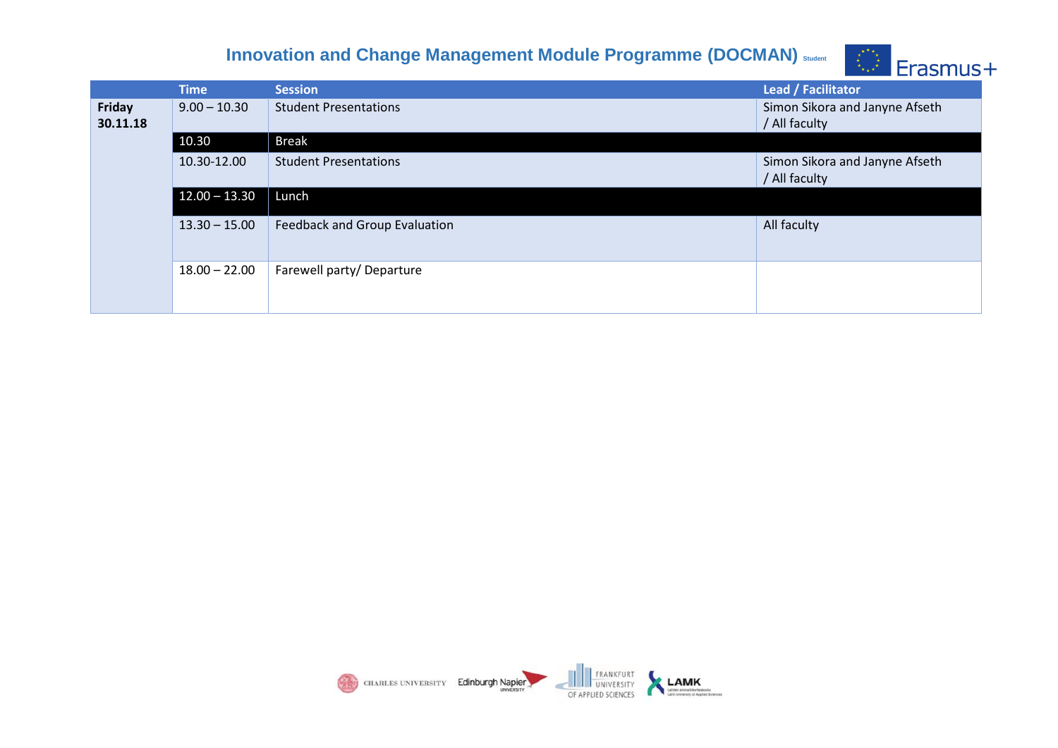# Innovation and Change Management Module Programme (DOCMAN) Student

| | Time | Session | Lead / Facilitator |
|---|---|---|---|
| **Friday 30.11.18** | 9.00 – 10.30 | Student Presentations | Simon Sikora and Janyne Afseth / All faculty |
| | 10.30 | Break | |
| | 10.30-12.00 | Student Presentations | Simon Sikora and Janyne Afseth / All faculty |
| | 12.00 – 13.30 | Lunch | |
| | 13.30 – 15.00 | Feedback and Group Evaluation | All faculty |
| | 18.00 – 22.00 | Farewell party/ Departure | |